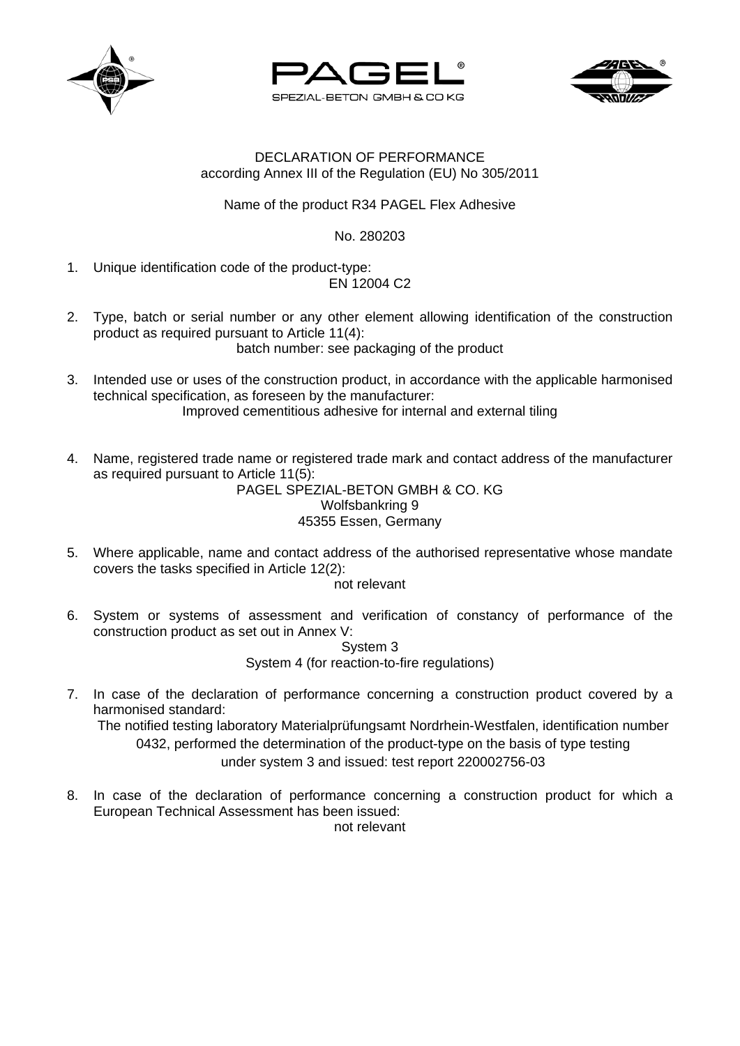PAGEL®

SPEZIAL-BETON GMBH & CO KG

# DECLARATION OF PERFORMANCE

according Annex III of the Regulation (EU) No 305/2011

Name of the product R34 PAGEL Flex Adhesive

No. 280203

1. Unique identification code of the product-type:
   EN 12004 C2

2. Type, batch or serial number or any other element allowing identification of the construction product as required pursuant to Article 11(4):
   batch number: see packaging of the product

3. Intended use or uses of the construction product, in accordance with the applicable harmonised technical specification, as foreseen by the manufacturer:
   Improved cementitious adhesive for internal and external tiling

4. Name, registered trade name or registered trade mark and contact address of the manufacturer as required pursuant to Article 11(5):
   PAGEL SPEZIAL-BETON GMBH & CO. KG
   Wolfsbankring 9
   45355 Essen, Germany

5. Where applicable, name and contact address of the authorised representative whose mandate covers the tasks specified in Article 12(2):
   not relevant

6. System or systems of assessment and verification of constancy of performance of the construction product as set out in Annex V:
   System 3
   System 4 (for reaction-to-fire regulations)

7. In case of the declaration of performance concerning a construction product covered by a harmonised standard:
   The notified testing laboratory Materialprüfungsamt Nordrhein-Westfalen, identification number 0432, performed the determination of the product-type on the basis of type testing under system 3 and issued: test report 220002756-03

8. In case of the declaration of performance concerning a construction product for which a European Technical Assessment has been issued:
   not relevant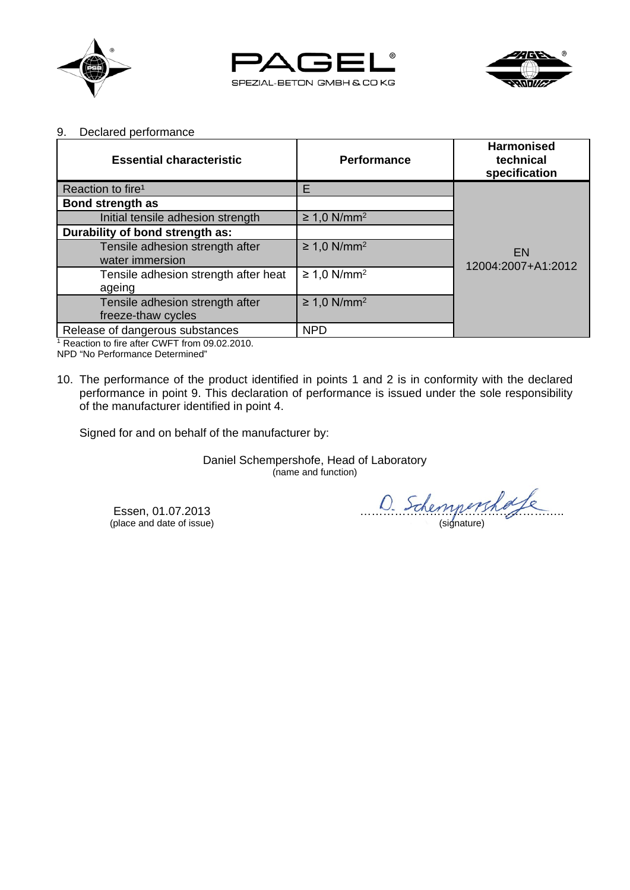9. Declared performance

| Essential characteristic | Performance | Harmonised technical specification |
| --- | --- | --- |
| Reaction to fire[1] | E | EN 12004:2007+A1:2012 |
| **Bond strength as** | | |
| Initial tensile adhesion strength | ≥ 1,0 N/mm² | |
| **Durability of bond strength as:** | | |
| Tensile adhesion strength after water immersion | ≥ 1,0 N/mm² | |
| Tensile adhesion strength after heat ageing | ≥ 1,0 N/mm² | |
| Tensile adhesion strength after freeze-thaw cycles | ≥ 1,0 N/mm² | |
| Release of dangerous substances | NPD | |

[1] Reaction to fire after CWFT from 09.02.2010.
NPD "No Performance Determined"

10. The performance of the product identified in points 1 and 2 is in conformity with the declared performance in point 9. This declaration of performance is issued under the sole responsibility of the manufacturer identified in point 4.

Signed for and on behalf of the manufacturer by:

Daniel Schempershofe, Head of Laboratory
(name and function)

Essen, 01.07.2013
(place and date of issue)

D. Schempershofe
(signature)